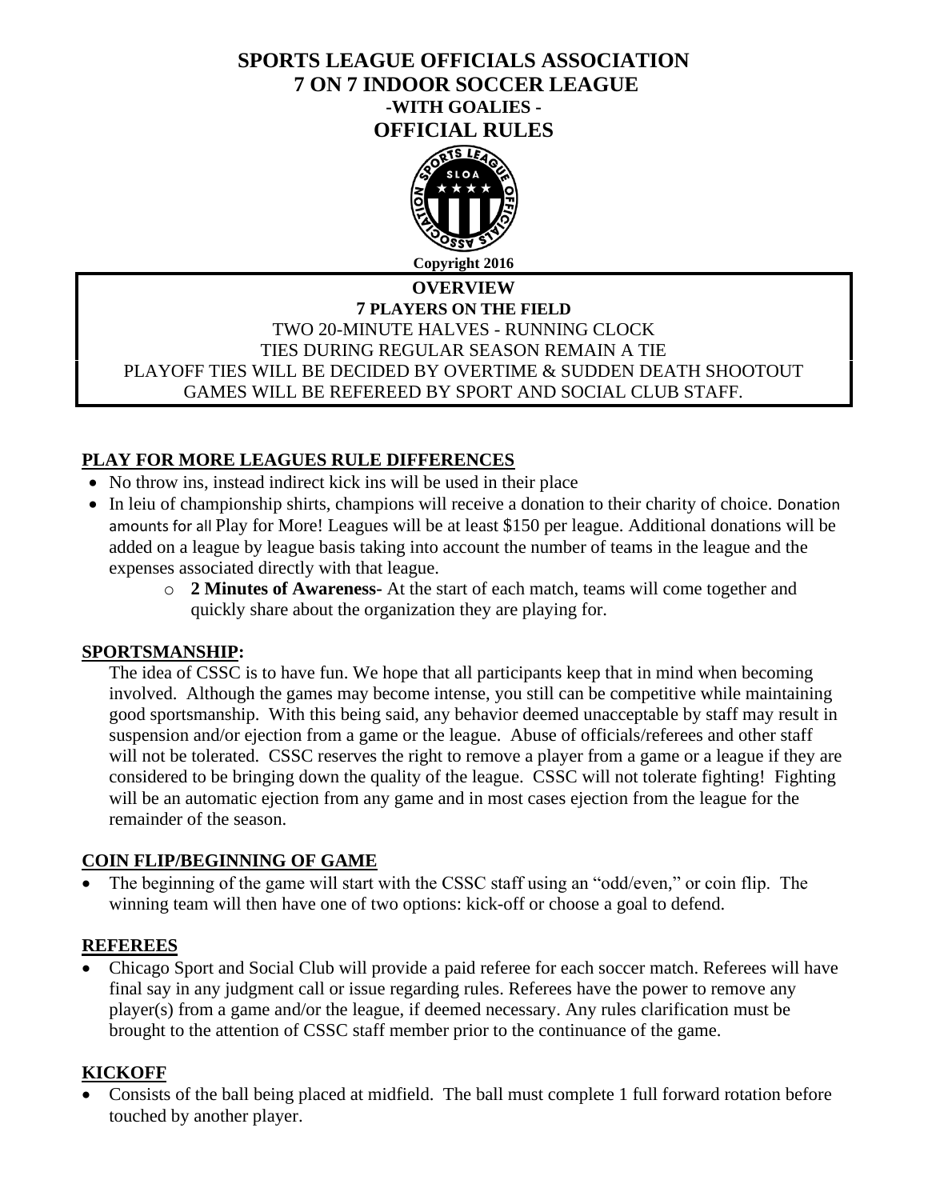# SPORTS LEAGUE OFFICIALS ASSOCIATION
# 7 ON 7 INDOOR SOCCER LEAGUE
## -WITH GOALIES -
# OFFICIAL RULES

**Copyright 2016**

**OVERVIEW**
**7 PLAYERS ON THE FIELD**
TWO 20-MINUTE HALVES - RUNNING CLOCK
TIES DURING REGULAR SEASON REMAIN A TIE
PLAYOFF TIES WILL BE DECIDED BY OVERTIME & SUDDEN DEATH SHOOTOUT
GAMES WILL BE REFEREED BY SPORT AND SOCIAL CLUB STAFF.

## PLAY FOR MORE LEAGUES RULE DIFFERENCES

- No throw ins, instead indirect kick ins will be used in their place
- In leiu of championship shirts, champions will receive a donation to their charity of choice. Donation amounts for all Play for More! Leagues will be at least $150 per league. Additional donations will be added on a league by league basis taking into account the number of teams in the league and the expenses associated directly with that league.
  - **2 Minutes of Awareness-** At the start of each match, teams will come together and quickly share about the organization they are playing for.

## SPORTSMANSHIP:

The idea of CSSC is to have fun. We hope that all participants keep that in mind when becoming involved. Although the games may become intense, you still can be competitive while maintaining good sportsmanship. With this being said, any behavior deemed unacceptable by staff may result in suspension and/or ejection from a game or the league. Abuse of officials/referees and other staff will not be tolerated. CSSC reserves the right to remove a player from a game or a league if they are considered to be bringing down the quality of the league. CSSC will not tolerate fighting! Fighting will be an automatic ejection from any game and in most cases ejection from the league for the remainder of the season.

## COIN FLIP/BEGINNING OF GAME

- The beginning of the game will start with the CSSC staff using an "odd/even," or coin flip. The winning team will then have one of two options: kick-off or choose a goal to defend.

## REFEREES

- Chicago Sport and Social Club will provide a paid referee for each soccer match. Referees will have final say in any judgment call or issue regarding rules. Referees have the power to remove any player(s) from a game and/or the league, if deemed necessary. Any rules clarification must be brought to the attention of CSSC staff member prior to the continuance of the game.

## KICKOFF

- Consists of the ball being placed at midfield. The ball must complete 1 full forward rotation before touched by another player.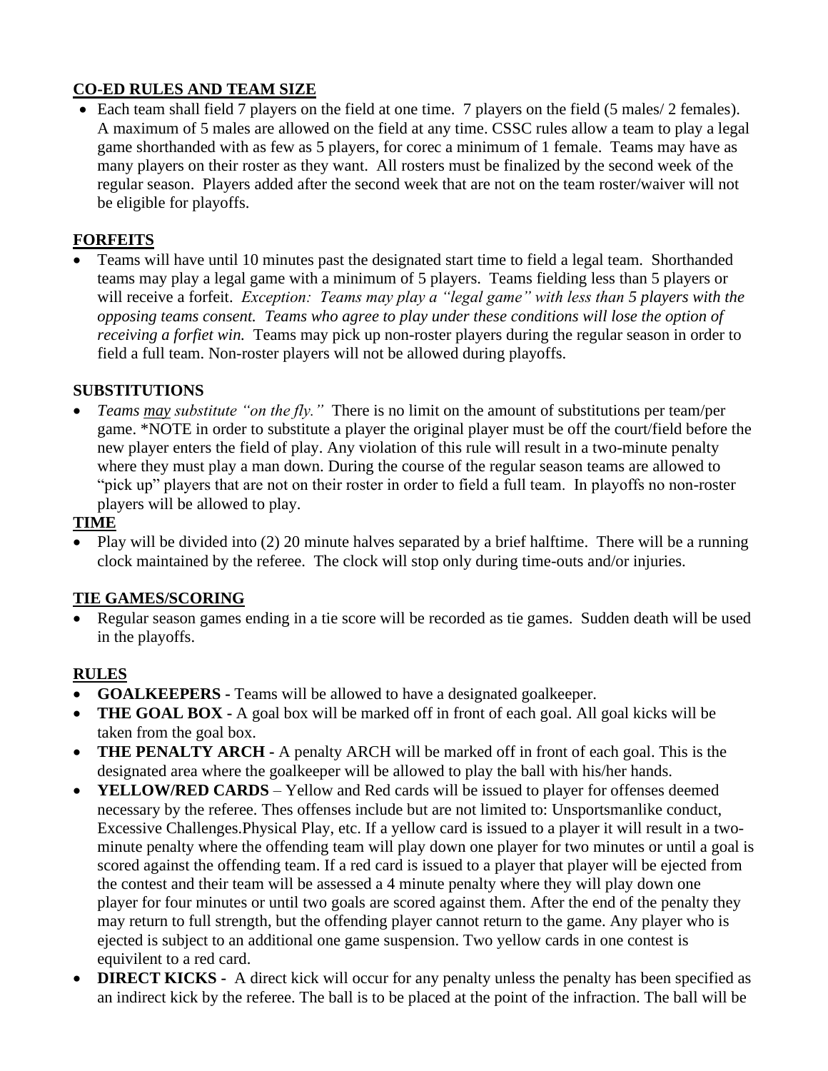## CO-ED RULES AND TEAM SIZE

- Each team shall field 7 players on the field at one time. 7 players on the field (5 males/ 2 females). A maximum of 5 males are allowed on the field at any time. CSSC rules allow a team to play a legal game shorthanded with as few as 5 players, for corec a minimum of 1 female. Teams may have as many players on their roster as they want. All rosters must be finalized by the second week of the regular season. Players added after the second week that are not on the team roster/waiver will not be eligible for playoffs.

## FORFEITS

- Teams will have until 10 minutes past the designated start time to field a legal team. Shorthanded teams may play a legal game with a minimum of 5 players. Teams fielding less than 5 players or will receive a forfeit. *Exception: Teams may play a "legal game" with less than 5 players with the opposing teams consent. Teams who agree to play under these conditions will lose the option of receiving a forfiet win.* Teams may pick up non-roster players during the regular season in order to field a full team. Non-roster players will not be allowed during playoffs.

## SUBSTITUTIONS

- *Teams may substitute "on the fly."* There is no limit on the amount of substitutions per team/per game. *NOTE in order to substitute a player the original player must be off the court/field before the new player enters the field of play. Any violation of this rule will result in a two-minute penalty where they must play a man down. During the course of the regular season teams are allowed to "pick up" players that are not on their roster in order to field a full team. In playoffs no non-roster players will be allowed to play.

## TIME

- Play will be divided into (2) 20 minute halves separated by a brief halftime. There will be a running clock maintained by the referee. The clock will stop only during time-outs and/or injuries.

## TIE GAMES/SCORING

- Regular season games ending in a tie score will be recorded as tie games. Sudden death will be used in the playoffs.

## RULES

- **GOALKEEPERS -** Teams will be allowed to have a designated goalkeeper.
- **THE GOAL BOX -** A goal box will be marked off in front of each goal. All goal kicks will be taken from the goal box.
- **THE PENALTY ARCH -** A penalty ARCH will be marked off in front of each goal. This is the designated area where the goalkeeper will be allowed to play the ball with his/her hands.
- **YELLOW/RED CARDS** – Yellow and Red cards will be issued to player for offenses deemed necessary by the referee. Thes offenses include but are not limited to: Unsportsmanlike conduct, Excessive Challenges.Physical Play, etc. If a yellow card is issued to a player it will result in a two-minute penalty where the offending team will play down one player for two minutes or until a goal is scored against the offending team. If a red card is issued to a player that player will be ejected from the contest and their team will be assessed a 4 minute penalty where they will play down one player for four minutes or until two goals are scored against them. After the end of the penalty they may return to full strength, but the offending player cannot return to the game. Any player who is ejected is subject to an additional one game suspension. Two yellow cards in one contest is equivilent to a red card.
- **DIRECT KICKS -** A direct kick will occur for any penalty unless the penalty has been specified as an indirect kick by the referee. The ball is to be placed at the point of the infraction. The ball will be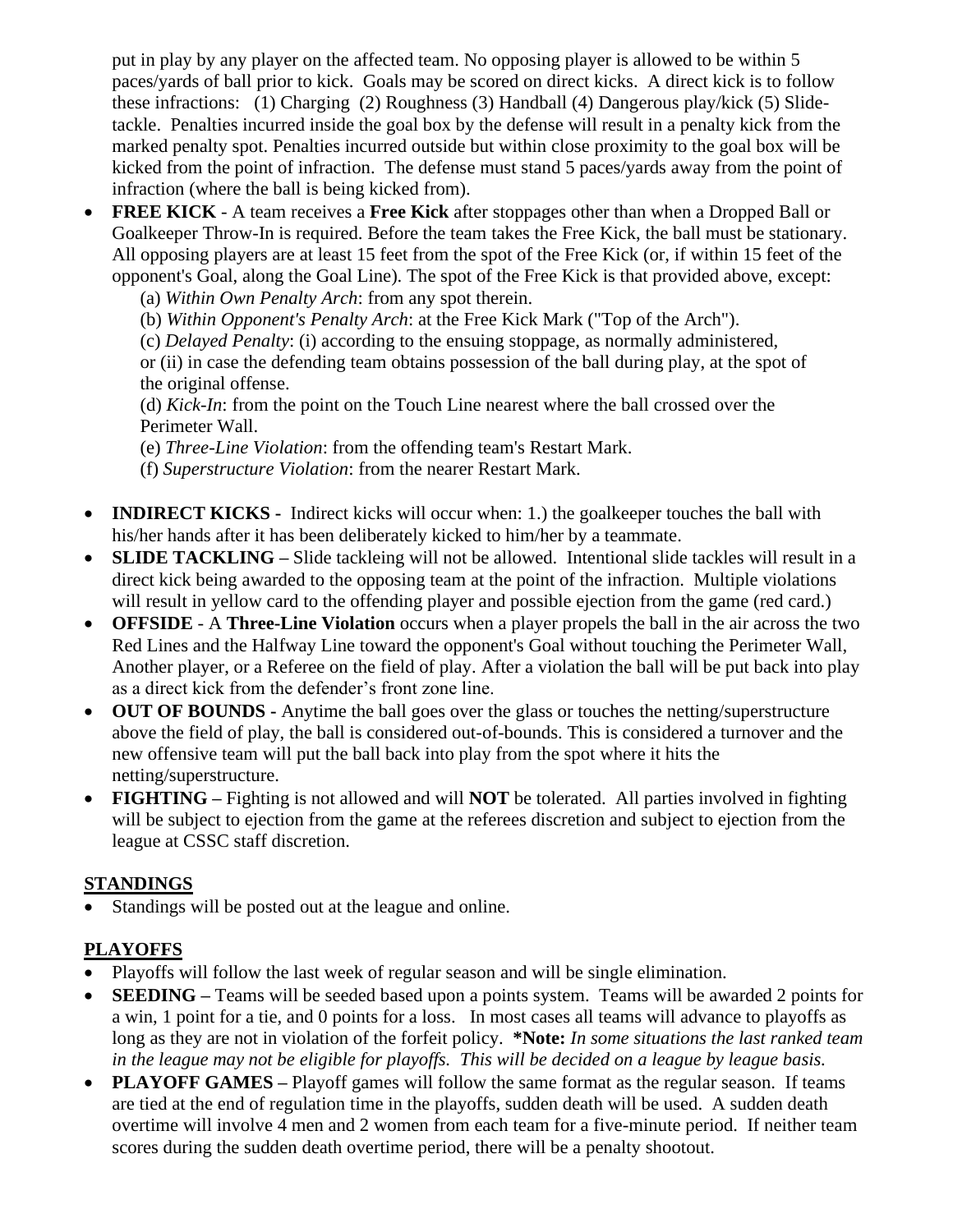put in play by any player on the affected team. No opposing player is allowed to be within 5 paces/yards of ball prior to kick. Goals may be scored on direct kicks. A direct kick is to follow these infractions: (1) Charging (2) Roughness (3) Handball (4) Dangerous play/kick (5) Slide-tackle. Penalties incurred inside the goal box by the defense will result in a penalty kick from the marked penalty spot. Penalties incurred outside but within close proximity to the goal box will be kicked from the point of infraction. The defense must stand 5 paces/yards away from the point of infraction (where the ball is being kicked from).

- **FREE KICK** - A team receives a **Free Kick** after stoppages other than when a Dropped Ball or Goalkeeper Throw-In is required. Before the team takes the Free Kick, the ball must be stationary. All opposing players are at least 15 feet from the spot of the Free Kick (or, if within 15 feet of the opponent's Goal, along the Goal Line). The spot of the Free Kick is that provided above, except:
  - (a) *Within Own Penalty Arch*: from any spot therein.
  - (b) *Within Opponent's Penalty Arch*: at the Free Kick Mark ("Top of the Arch").
  - (c) *Delayed Penalty*: (i) according to the ensuing stoppage, as normally administered, or (ii) in case the defending team obtains possession of the ball during play, at the spot of the original offense.
  - (d) *Kick-In*: from the point on the Touch Line nearest where the ball crossed over the Perimeter Wall.
  - (e) *Three-Line Violation*: from the offending team's Restart Mark.
  - (f) *Superstructure Violation*: from the nearer Restart Mark.
- **INDIRECT KICKS -** Indirect kicks will occur when: 1.) the goalkeeper touches the ball with his/her hands after it has been deliberately kicked to him/her by a teammate.
- **SLIDE TACKLING –** Slide tackleing will not be allowed. Intentional slide tackles will result in a direct kick being awarded to the opposing team at the point of the infraction. Multiple violations will result in yellow card to the offending player and possible ejection from the game (red card.)
- **OFFSIDE** - A **Three-Line Violation** occurs when a player propels the ball in the air across the two Red Lines and the Halfway Line toward the opponent's Goal without touching the Perimeter Wall, Another player, or a Referee on the field of play. After a violation the ball will be put back into play as a direct kick from the defender's front zone line.
- **OUT OF BOUNDS -** Anytime the ball goes over the glass or touches the netting/superstructure above the field of play, the ball is considered out-of-bounds. This is considered a turnover and the new offensive team will put the ball back into play from the spot where it hits the netting/superstructure.
- **FIGHTING –** Fighting is not allowed and will **NOT** be tolerated. All parties involved in fighting will be subject to ejection from the game at the referees discretion and subject to ejection from the league at CSSC staff discretion.

## STANDINGS

- Standings will be posted out at the league and online.

## PLAYOFFS

- Playoffs will follow the last week of regular season and will be single elimination.
- **SEEDING –** Teams will be seeded based upon a points system. Teams will be awarded 2 points for a win, 1 point for a tie, and 0 points for a loss. In most cases all teams will advance to playoffs as long as they are not in violation of the forfeit policy. **\*Note:** *In some situations the last ranked team in the league may not be eligible for playoffs. This will be decided on a league by league basis.*
- **PLAYOFF GAMES –** Playoff games will follow the same format as the regular season. If teams are tied at the end of regulation time in the playoffs, sudden death will be used. A sudden death overtime will involve 4 men and 2 women from each team for a five-minute period. If neither team scores during the sudden death overtime period, there will be a penalty shootout.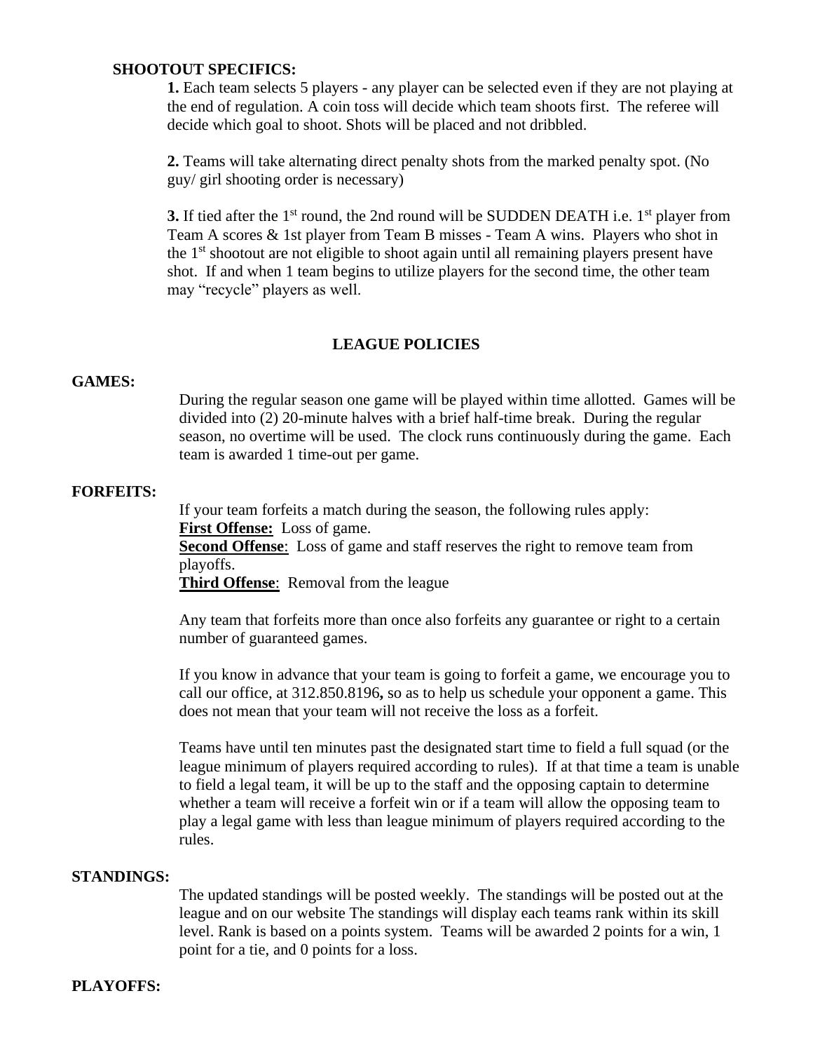**SHOOTOUT SPECIFICS:**

**1.** Each team selects 5 players - any player can be selected even if they are not playing at the end of regulation. A coin toss will decide which team shoots first. The referee will decide which goal to shoot. Shots will be placed and not dribbled.

**2.** Teams will take alternating direct penalty shots from the marked penalty spot. (No guy/ girl shooting order is necessary)

**3.** If tied after the 1st round, the 2nd round will be SUDDEN DEATH i.e. 1st player from Team A scores & 1st player from Team B misses - Team A wins. Players who shot in the 1st shootout are not eligible to shoot again until all remaining players present have shot. If and when 1 team begins to utilize players for the second time, the other team may "recycle" players as well.

## LEAGUE POLICIES

**GAMES:**

During the regular season one game will be played within time allotted. Games will be divided into (2) 20-minute halves with a brief half-time break. During the regular season, no overtime will be used. The clock runs continuously during the game. Each team is awarded 1 time-out per game.

**FORFEITS:**

If your team forfeits a match during the season, the following rules apply:
**First Offense:** Loss of game.
**Second Offense**: Loss of game and staff reserves the right to remove team from playoffs.
**Third Offense**: Removal from the league

Any team that forfeits more than once also forfeits any guarantee or right to a certain number of guaranteed games.

If you know in advance that your team is going to forfeit a game, we encourage you to call our office, at 312.850.8196**,** so as to help us schedule your opponent a game. This does not mean that your team will not receive the loss as a forfeit.

Teams have until ten minutes past the designated start time to field a full squad (or the league minimum of players required according to rules). If at that time a team is unable to field a legal team, it will be up to the staff and the opposing captain to determine whether a team will receive a forfeit win or if a team will allow the opposing team to play a legal game with less than league minimum of players required according to the rules.

**STANDINGS:**

The updated standings will be posted weekly. The standings will be posted out at the league and on our website The standings will display each teams rank within its skill level. Rank is based on a points system. Teams will be awarded 2 points for a win, 1 point for a tie, and 0 points for a loss.

**PLAYOFFS:**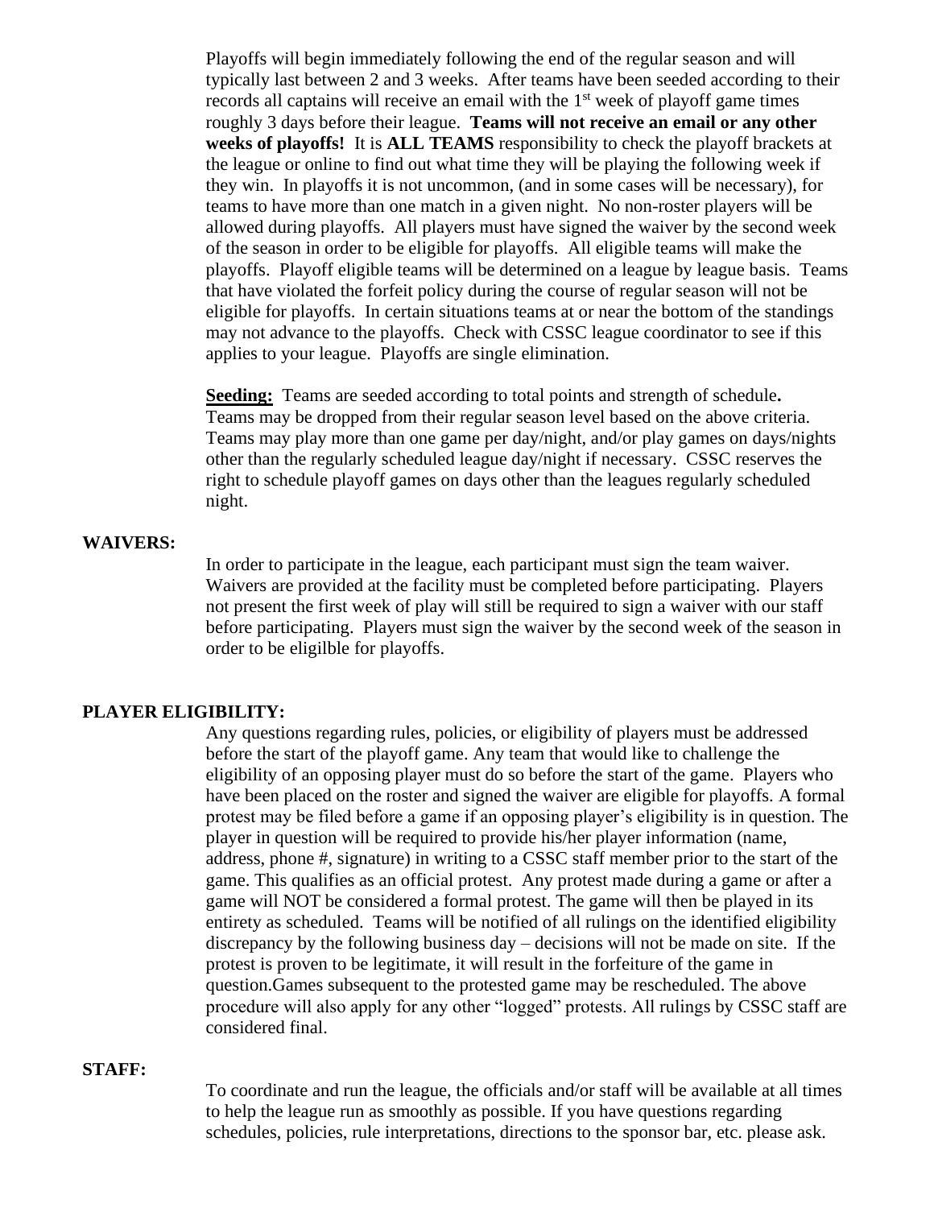Playoffs will begin immediately following the end of the regular season and will typically last between 2 and 3 weeks. After teams have been seeded according to their records all captains will receive an email with the 1st week of playoff game times roughly 3 days before their league. **Teams will not receive an email or any other weeks of playoffs!** It is **ALL TEAMS** responsibility to check the playoff brackets at the league or online to find out what time they will be playing the following week if they win. In playoffs it is not uncommon, (and in some cases will be necessary), for teams to have more than one match in a given night. No non-roster players will be allowed during playoffs. All players must have signed the waiver by the second week of the season in order to be eligible for playoffs. All eligible teams will make the playoffs. Playoff eligible teams will be determined on a league by league basis. Teams that have violated the forfeit policy during the course of regular season will not be eligible for playoffs. In certain situations teams at or near the bottom of the standings may not advance to the playoffs. Check with CSSC league coordinator to see if this applies to your league. Playoffs are single elimination.

**Seeding:** Teams are seeded according to total points and strength of schedule**.** Teams may be dropped from their regular season level based on the above criteria. Teams may play more than one game per day/night, and/or play games on days/nights other than the regularly scheduled league day/night if necessary. CSSC reserves the right to schedule playoff games on days other than the leagues regularly scheduled night.

**WAIVERS:**

In order to participate in the league, each participant must sign the team waiver. Waivers are provided at the facility must be completed before participating. Players not present the first week of play will still be required to sign a waiver with our staff before participating. Players must sign the waiver by the second week of the season in order to be eligilble for playoffs.

**PLAYER ELIGIBILITY:**

Any questions regarding rules, policies, or eligibility of players must be addressed before the start of the playoff game. Any team that would like to challenge the eligibility of an opposing player must do so before the start of the game. Players who have been placed on the roster and signed the waiver are eligible for playoffs. A formal protest may be filed before a game if an opposing player's eligibility is in question. The player in question will be required to provide his/her player information (name, address, phone #, signature) in writing to a CSSC staff member prior to the start of the game. This qualifies as an official protest. Any protest made during a game or after a game will NOT be considered a formal protest. The game will then be played in its entirety as scheduled. Teams will be notified of all rulings on the identified eligibility discrepancy by the following business day – decisions will not be made on site. If the protest is proven to be legitimate, it will result in the forfeiture of the game in question.Games subsequent to the protested game may be rescheduled. The above procedure will also apply for any other "logged" protests. All rulings by CSSC staff are considered final.

**STAFF:**

To coordinate and run the league, the officials and/or staff will be available at all times to help the league run as smoothly as possible. If you have questions regarding schedules, policies, rule interpretations, directions to the sponsor bar, etc. please ask.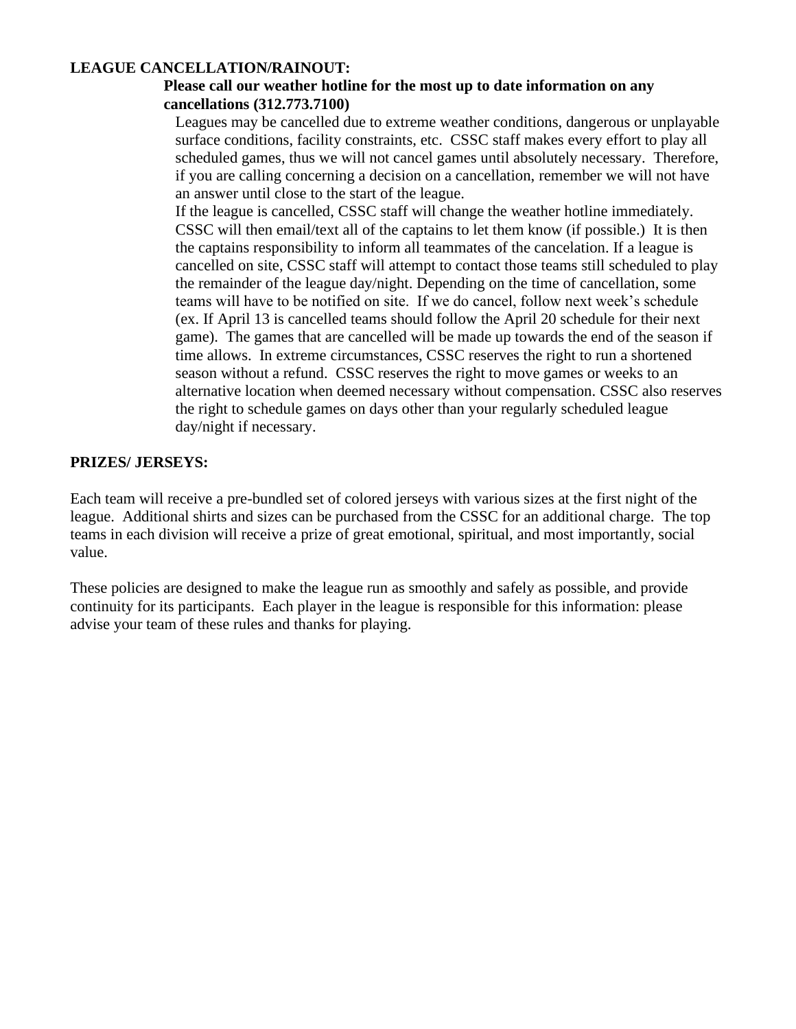**LEAGUE CANCELLATION/RAINOUT:**

**Please call our weather hotline for the most up to date information on any cancellations (312.773.7100)**

Leagues may be cancelled due to extreme weather conditions, dangerous or unplayable surface conditions, facility constraints, etc. CSSC staff makes every effort to play all scheduled games, thus we will not cancel games until absolutely necessary. Therefore, if you are calling concerning a decision on a cancellation, remember we will not have an answer until close to the start of the league.

If the league is cancelled, CSSC staff will change the weather hotline immediately. CSSC will then email/text all of the captains to let them know (if possible.) It is then the captains responsibility to inform all teammates of the cancelation. If a league is cancelled on site, CSSC staff will attempt to contact those teams still scheduled to play the remainder of the league day/night. Depending on the time of cancellation, some teams will have to be notified on site. If we do cancel, follow next week's schedule (ex. If April 13 is cancelled teams should follow the April 20 schedule for their next game). The games that are cancelled will be made up towards the end of the season if time allows. In extreme circumstances, CSSC reserves the right to run a shortened season without a refund. CSSC reserves the right to move games or weeks to an alternative location when deemed necessary without compensation. CSSC also reserves the right to schedule games on days other than your regularly scheduled league day/night if necessary.

**PRIZES/ JERSEYS:**

Each team will receive a pre-bundled set of colored jerseys with various sizes at the first night of the league. Additional shirts and sizes can be purchased from the CSSC for an additional charge. The top teams in each division will receive a prize of great emotional, spiritual, and most importantly, social value.

These policies are designed to make the league run as smoothly and safely as possible, and provide continuity for its participants. Each player in the league is responsible for this information: please advise your team of these rules and thanks for playing.